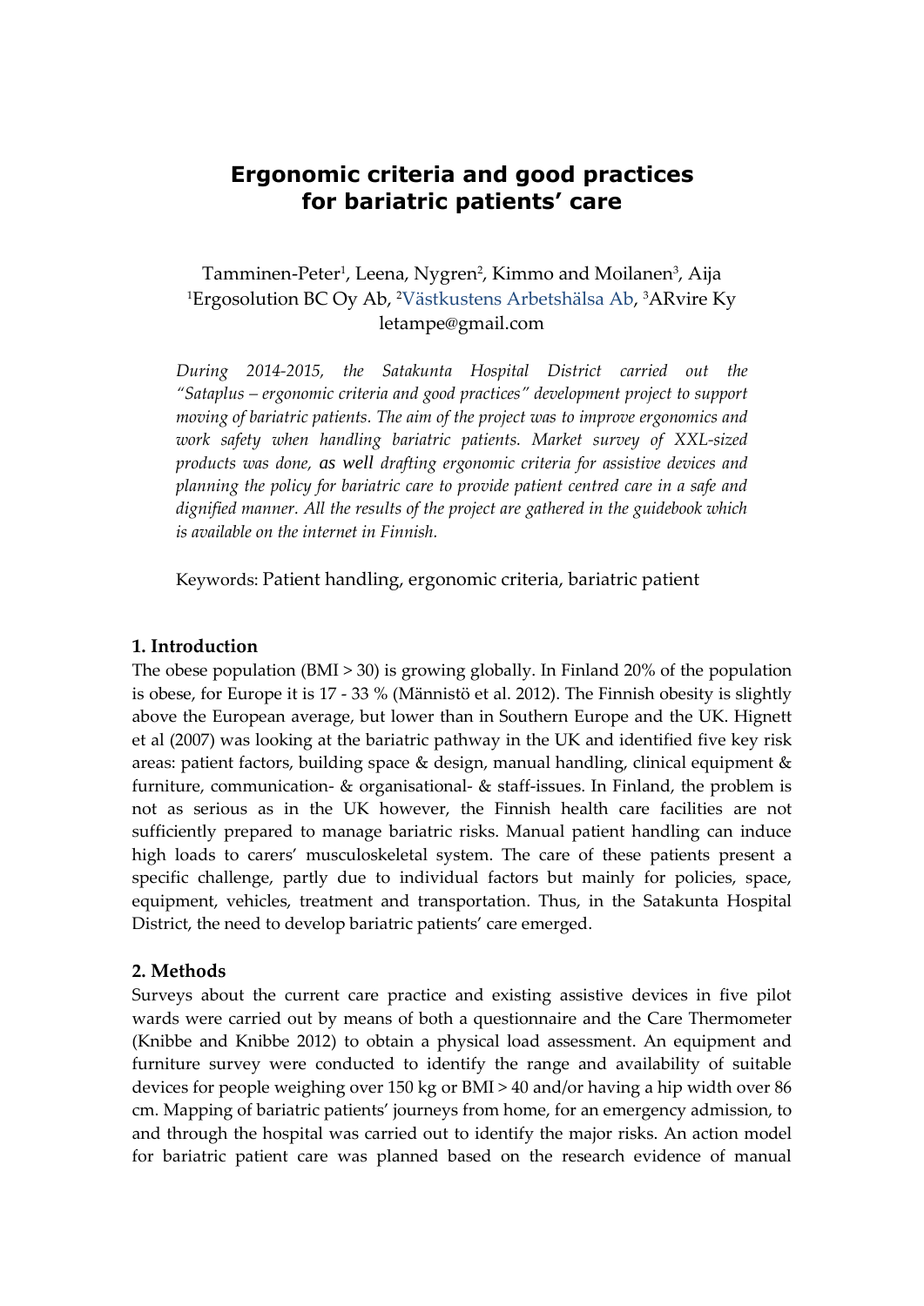# Ergonomic criteria and good practices for bariatric patients' care

Tamminen-Peter[1], Leena, Nygren[2], Kimmo and Moilanen[3], Aija
[1]Ergosolution BC Oy Ab, [2]Västkustens Arbetshälsa Ab, [3]ARvire Ky
letampe@gmail.com

*During 2014-2015, the Satakunta Hospital District carried out the "Sataplus – ergonomic criteria and good practices" development project to support moving of bariatric patients. The aim of the project was to improve ergonomics and work safety when handling bariatric patients. Market survey of XXL-sized products was done,* as well *drafting ergonomic criteria for assistive devices and planning the policy for bariatric care to provide patient centred care in a safe and dignified manner. All the results of the project are gathered in the guidebook which is available on the internet in Finnish.*

Keywords: Patient handling, ergonomic criteria, bariatric patient

## 1. Introduction

The obese population (BMI > 30) is growing globally. In Finland 20% of the population is obese, for Europe it is 17 - 33 % (Männistö et al. 2012). The Finnish obesity is slightly above the European average, but lower than in Southern Europe and the UK. Hignett et al (2007) was looking at the bariatric pathway in the UK and identified five key risk areas: patient factors, building space & design, manual handling, clinical equipment & furniture, communication- & organisational- & staff-issues. In Finland, the problem is not as serious as in the UK however, the Finnish health care facilities are not sufficiently prepared to manage bariatric risks. Manual patient handling can induce high loads to carers' musculoskeletal system. The care of these patients present a specific challenge, partly due to individual factors but mainly for policies, space, equipment, vehicles, treatment and transportation. Thus, in the Satakunta Hospital District, the need to develop bariatric patients' care emerged.

## 2. Methods

Surveys about the current care practice and existing assistive devices in five pilot wards were carried out by means of both a questionnaire and the Care Thermometer (Knibbe and Knibbe 2012) to obtain a physical load assessment. An equipment and furniture survey were conducted to identify the range and availability of suitable devices for people weighing over 150 kg or BMI > 40 and/or having a hip width over 86 cm. Mapping of bariatric patients' journeys from home, for an emergency admission, to and through the hospital was carried out to identify the major risks. An action model for bariatric patient care was planned based on the research evidence of manual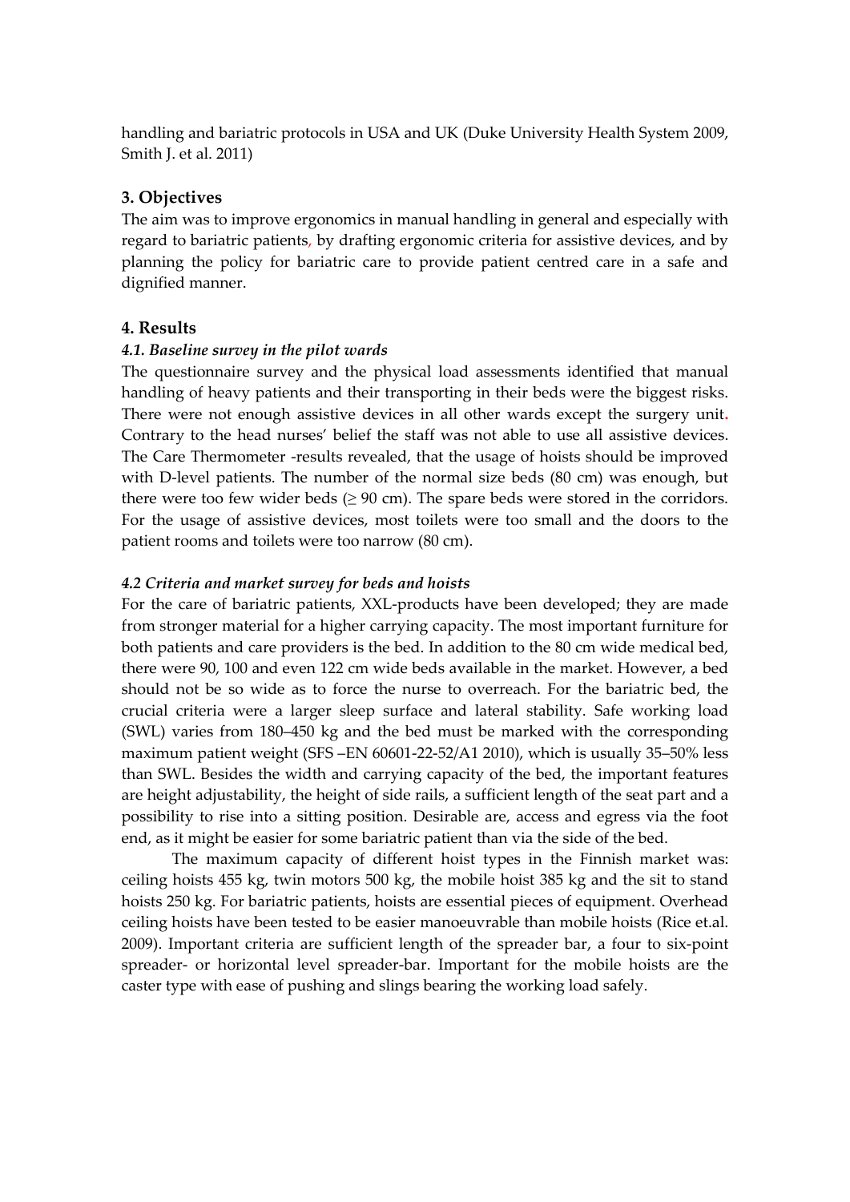handling and bariatric protocols in USA and UK (Duke University Health System 2009, Smith J. et al. 2011)

## 3. Objectives

The aim was to improve ergonomics in manual handling in general and especially with regard to bariatric patients, by drafting ergonomic criteria for assistive devices, and by planning the policy for bariatric care to provide patient centred care in a safe and dignified manner.

## 4. Results

### *4.1. Baseline survey in the pilot wards*

The questionnaire survey and the physical load assessments identified that manual handling of heavy patients and their transporting in their beds were the biggest risks. There were not enough assistive devices in all other wards except the surgery unit. Contrary to the head nurses' belief the staff was not able to use all assistive devices. The Care Thermometer -results revealed, that the usage of hoists should be improved with D-level patients. The number of the normal size beds (80 cm) was enough, but there were too few wider beds (≥ 90 cm). The spare beds were stored in the corridors. For the usage of assistive devices, most toilets were too small and the doors to the patient rooms and toilets were too narrow (80 cm).

### *4.2 Criteria and market survey for beds and hoists*

For the care of bariatric patients, XXL-products have been developed; they are made from stronger material for a higher carrying capacity. The most important furniture for both patients and care providers is the bed. In addition to the 80 cm wide medical bed, there were 90, 100 and even 122 cm wide beds available in the market. However, a bed should not be so wide as to force the nurse to overreach. For the bariatric bed, the crucial criteria were a larger sleep surface and lateral stability. Safe working load (SWL) varies from 180–450 kg and the bed must be marked with the corresponding maximum patient weight (SFS –EN 60601-22-52/A1 2010), which is usually 35–50% less than SWL. Besides the width and carrying capacity of the bed, the important features are height adjustability, the height of side rails, a sufficient length of the seat part and a possibility to rise into a sitting position. Desirable are, access and egress via the foot end, as it might be easier for some bariatric patient than via the side of the bed.

The maximum capacity of different hoist types in the Finnish market was: ceiling hoists 455 kg, twin motors 500 kg, the mobile hoist 385 kg and the sit to stand hoists 250 kg. For bariatric patients, hoists are essential pieces of equipment. Overhead ceiling hoists have been tested to be easier manoeuvrable than mobile hoists (Rice et.al. 2009). Important criteria are sufficient length of the spreader bar, a four to six-point spreader- or horizontal level spreader-bar. Important for the mobile hoists are the caster type with ease of pushing and slings bearing the working load safely.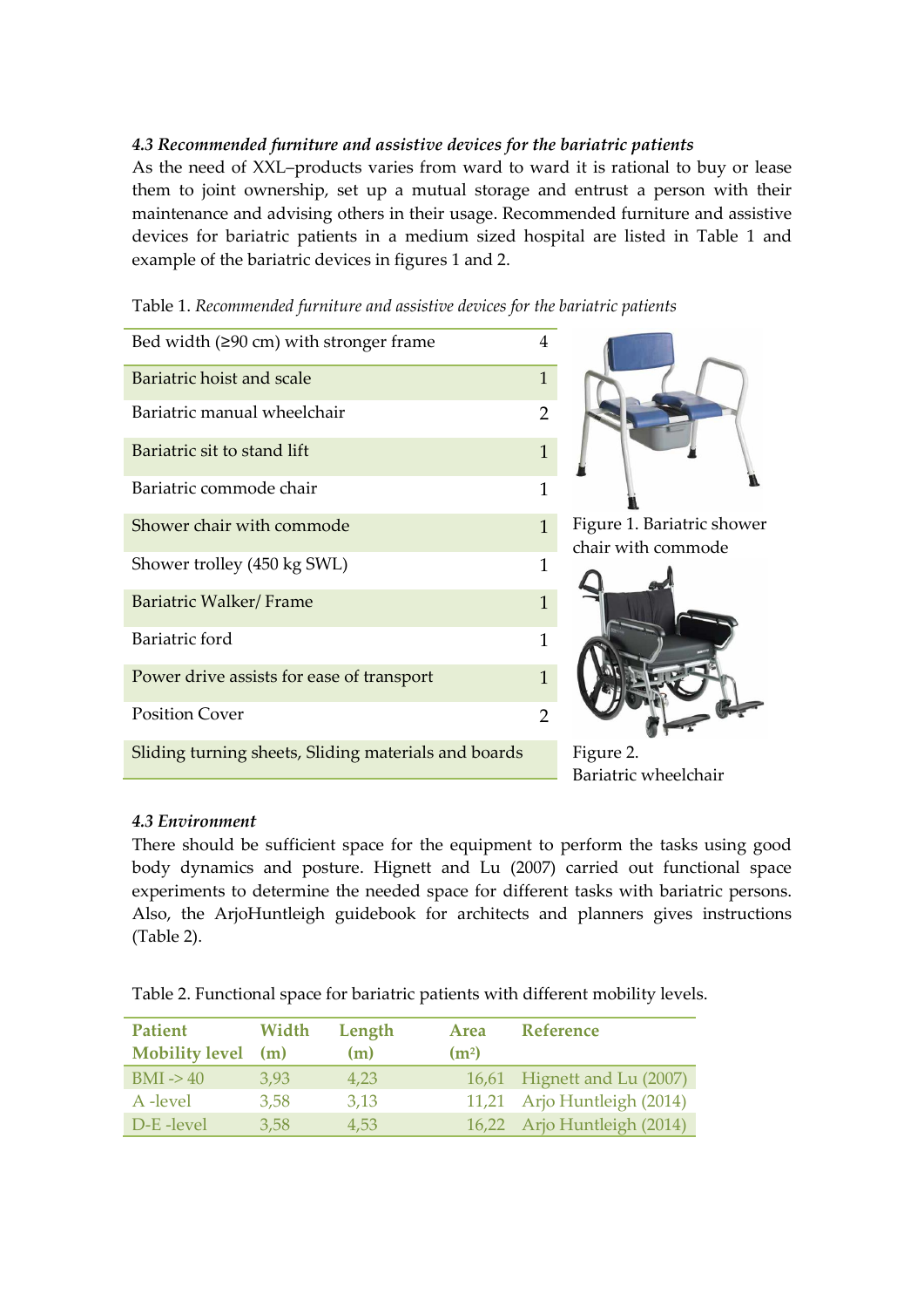### *4.3 Recommended furniture and assistive devices for the bariatric patients*

As the need of XXL–products varies from ward to ward it is rational to buy or lease them to joint ownership, set up a mutual storage and entrust a person with their maintenance and advising others in their usage. Recommended furniture and assistive devices for bariatric patients in a medium sized hospital are listed in Table 1 and example of the bariatric devices in figures 1 and 2.

Table 1. *Recommended furniture and assistive devices for the bariatric patients*

| Item | Quantity |
|---|---|
| Bed width (≥90 cm) with stronger frame | 4 |
| Bariatric hoist and scale | 1 |
| Bariatric manual wheelchair | 2 |
| Bariatric sit to stand lift | 1 |
| Bariatric commode chair | 1 |
| Shower chair with commode | 1 |
| Shower trolley (450 kg SWL) | 1 |
| Bariatric Walker/ Frame | 1 |
| Bariatric ford | 1 |
| Power drive assists for ease of transport | 1 |
| Position Cover | 2 |
| Sliding turning sheets, Sliding materials and boards | |

Figure 1. Bariatric shower chair with commode

Figure 2. Bariatric wheelchair

### *4.3 Environment*

There should be sufficient space for the equipment to perform the tasks using good body dynamics and posture. Hignett and Lu (2007) carried out functional space experiments to determine the needed space for different tasks with bariatric persons. Also, the ArjoHuntleigh guidebook for architects and planners gives instructions (Table 2).

Table 2. Functional space for bariatric patients with different mobility levels.

| Patient Mobility level | Width (m) | Length (m) | Area ($m^2$) | Reference |
|---|---|---|---|---|
| BMI -> 40 | 3,93 | 4,23 | 16,61 | Hignett and Lu (2007) |
| A -level | 3,58 | 3,13 | 11,21 | Arjo Huntleigh (2014) |
| D-E -level | 3,58 | 4,53 | 16,22 | Arjo Huntleigh (2014) |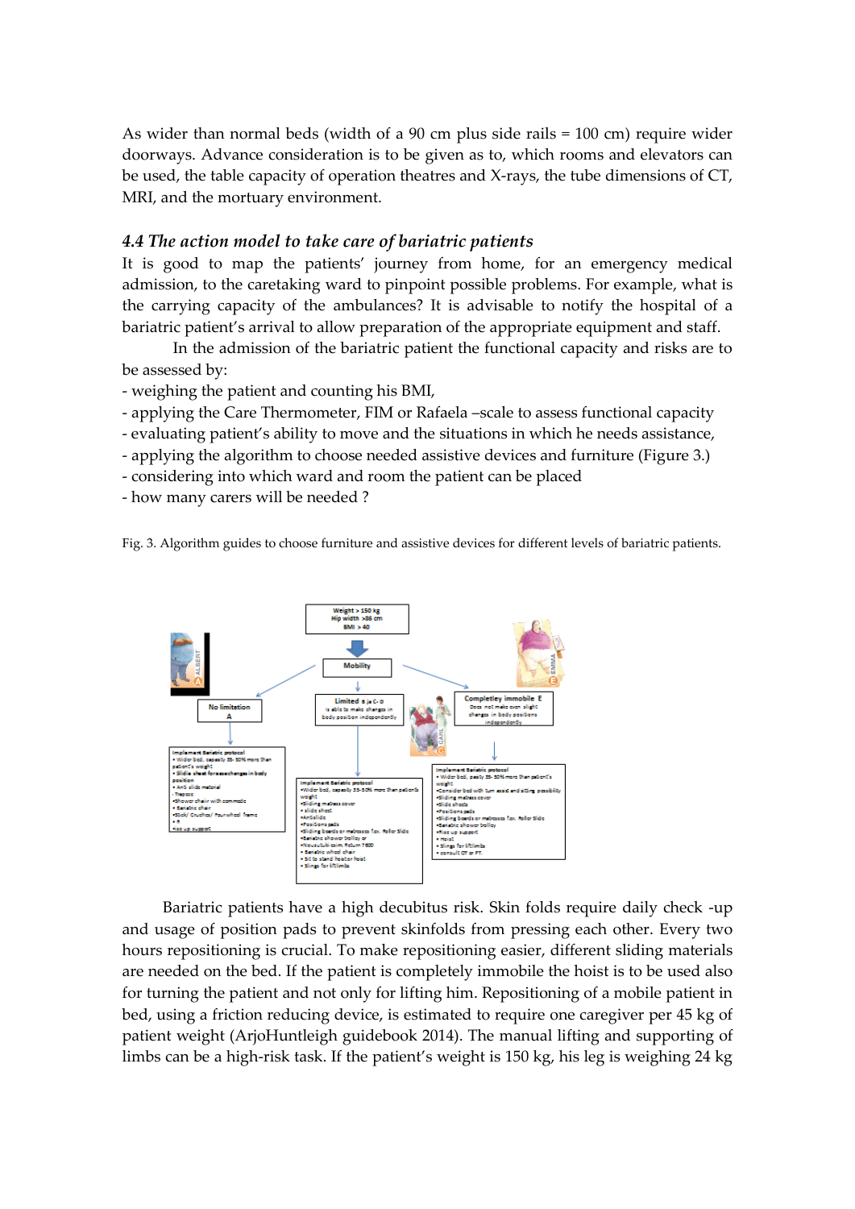As wider than normal beds (width of a 90 cm plus side rails = 100 cm) require wider doorways. Advance consideration is to be given as to, which rooms and elevators can be used, the table capacity of operation theatres and X-rays, the tube dimensions of CT, MRI, and the mortuary environment.

### *4.4 The action model to take care of bariatric patients*

It is good to map the patients' journey from home, for an emergency medical admission, to the caretaking ward to pinpoint possible problems. For example, what is the carrying capacity of the ambulances? It is advisable to notify the hospital of a bariatric patient's arrival to allow preparation of the appropriate equipment and staff.

In the admission of the bariatric patient the functional capacity and risks are to be assessed by:

- weighing the patient and counting his BMI,
- applying the Care Thermometer, FIM or Rafaela –scale to assess functional capacity
- evaluating patient's ability to move and the situations in which he needs assistance,
- applying the algorithm to choose needed assistive devices and furniture (Figure 3.)
- considering into which ward and room the patient can be placed
- how many carers will be needed ?

Fig. 3. Algorithm guides to choose furniture and assistive devices for different levels of bariatric patients.

Bariatric patients have a high decubitus risk. Skin folds require daily check -up and usage of position pads to prevent skinfolds from pressing each other. Every two hours repositioning is crucial. To make repositioning easier, different sliding materials are needed on the bed. If the patient is completely immobile the hoist is to be used also for turning the patient and not only for lifting him. Repositioning of a mobile patient in bed, using a friction reducing device, is estimated to require one caregiver per 45 kg of patient weight (ArjoHuntleigh guidebook 2014). The manual lifting and supporting of limbs can be a high-risk task. If the patient's weight is 150 kg, his leg is weighing 24 kg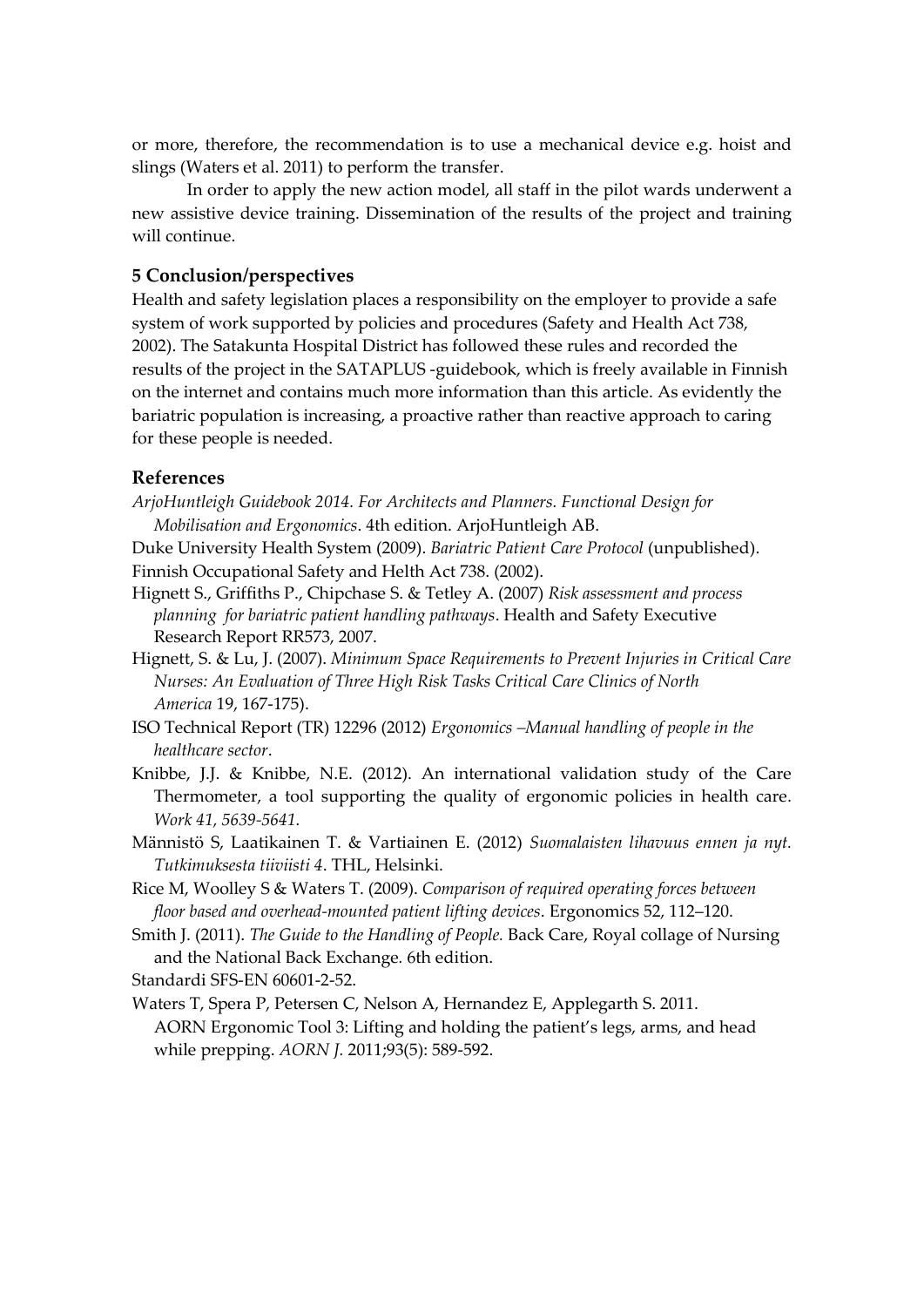or more, therefore, the recommendation is to use a mechanical device e.g. hoist and slings (Waters et al. 2011) to perform the transfer.

In order to apply the new action model, all staff in the pilot wards underwent a new assistive device training. Dissemination of the results of the project and training will continue.

## 5 Conclusion/perspectives

Health and safety legislation places a responsibility on the employer to provide a safe system of work supported by policies and procedures (Safety and Health Act 738, 2002). The Satakunta Hospital District has followed these rules and recorded the results of the project in the SATAPLUS -guidebook, which is freely available in Finnish on the internet and contains much more information than this article. As evidently the bariatric population is increasing, a proactive rather than reactive approach to caring for these people is needed.

## References

*ArjoHuntleigh Guidebook 2014. For Architects and Planners. Functional Design for Mobilisation and Ergonomics*. 4th edition. ArjoHuntleigh AB.

Duke University Health System (2009). *Bariatric Patient Care Protocol* (unpublished).

Finnish Occupational Safety and Helth Act 738. (2002).

Hignett S., Griffiths P., Chipchase S. & Tetley A. (2007) *Risk assessment and process planning for bariatric patient handling pathways*. Health and Safety Executive Research Report RR573, 2007.

Hignett, S. & Lu, J. (2007). *Minimum Space Requirements to Prevent Injuries in Critical Care Nurses: An Evaluation of Three High Risk Tasks Critical Care Clinics of North America* 19, 167-175).

ISO Technical Report (TR) 12296 (2012) *Ergonomics –Manual handling of people in the healthcare sector*.

Knibbe, J.J. & Knibbe, N.E. (2012). An international validation study of the Care Thermometer, a tool supporting the quality of ergonomic policies in health care. *Work 41, 5639-5641.*

Männistö S, Laatikainen T. & Vartiainen E. (2012) *Suomalaisten lihavuus ennen ja nyt. Tutkimuksesta tiiviisti 4*. THL, Helsinki.

Rice M, Woolley S & Waters T. (2009). *Comparison of required operating forces between floor based and overhead-mounted patient lifting devices*. Ergonomics 52, 112–120.

Smith J. (2011). *The Guide to the Handling of People.* Back Care, Royal collage of Nursing and the National Back Exchange. 6th edition.

Standardi SFS-EN 60601-2-52.

Waters T, Spera P, Petersen C, Nelson A, Hernandez E, Applegarth S. 2011. AORN Ergonomic Tool 3: Lifting and holding the patient's legs, arms, and head while prepping. *AORN J.* 2011;93(5): 589-592.